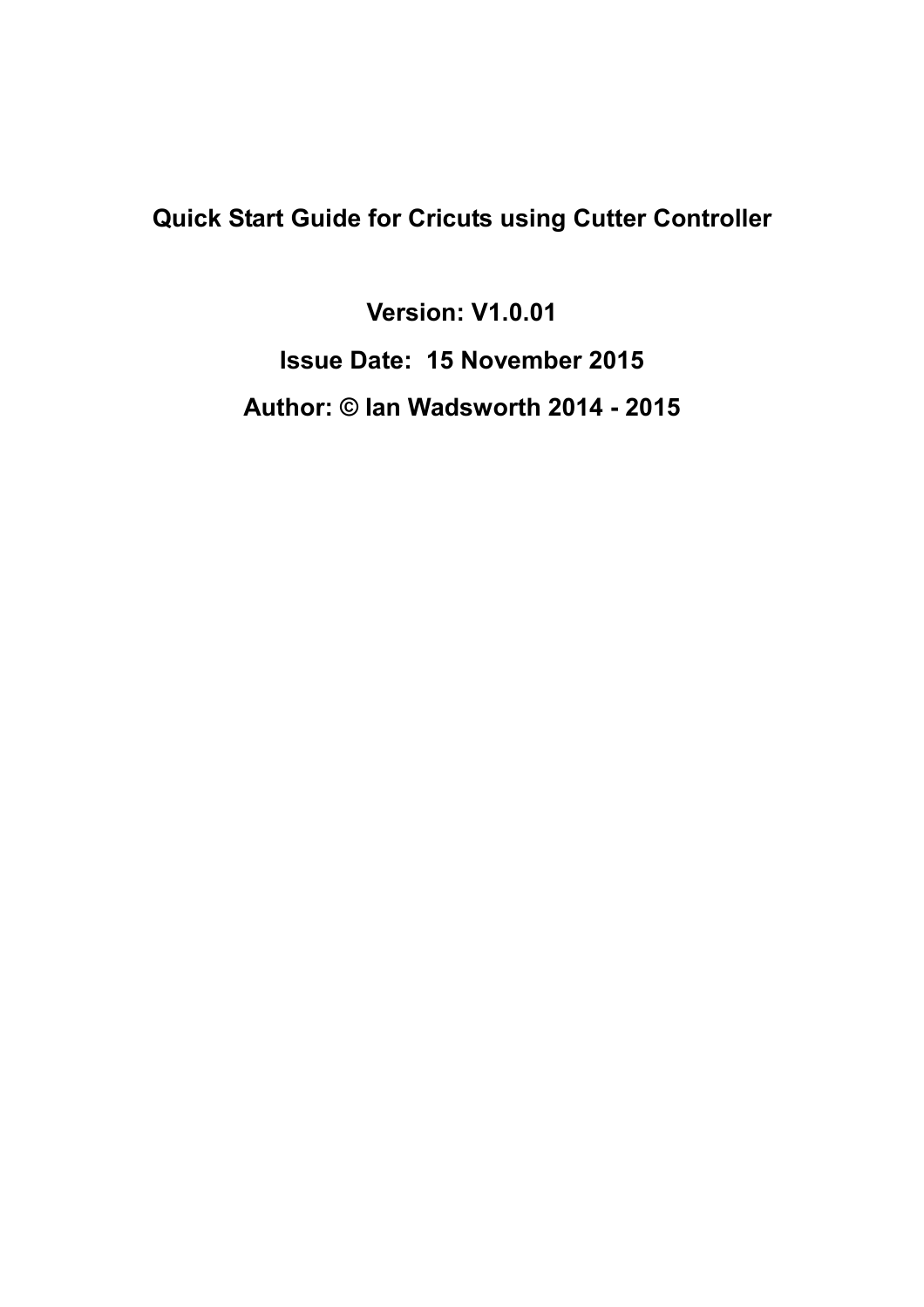# Quick Start Guide for Cricuts using Cutter Controller

**Version: V1.0.01**

**Issue Date: 15 November 2015**

**Author: © Ian Wadsworth 2014 - 2015**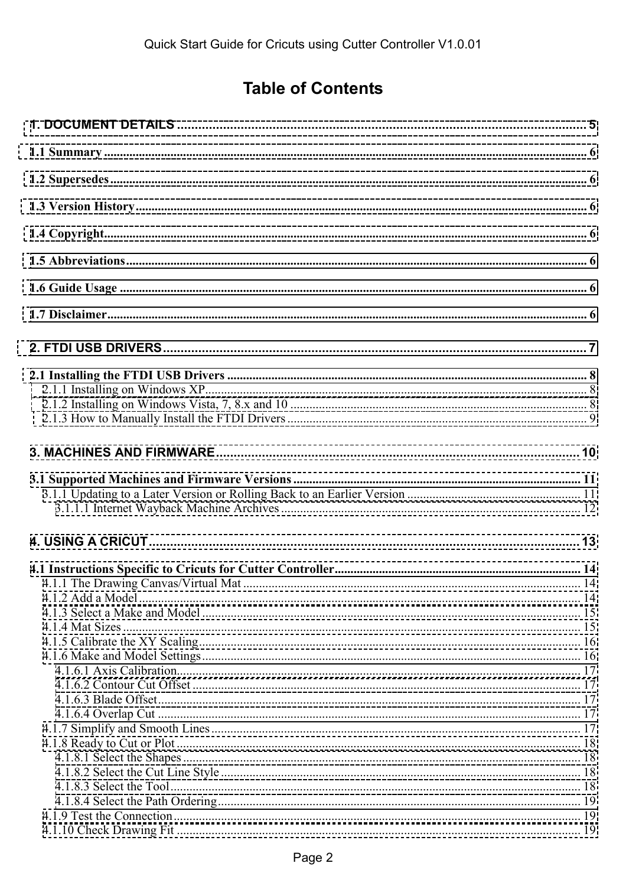# Table of Contents

1. DOCUMENT DETAILS ..... 5

1.1 Summary ..... 6

1.2 Supersedes ..... 6

1.3 Version History ..... 6

1.4 Copyright ..... 6

1.5 Abbreviations ..... 6

1.6 Guide Usage ..... 6

1.7 Disclaimer ..... 6

2. FTDI USB DRIVERS ..... 7

2.1 Installing the FTDI USB Drivers ..... 8
- 2.1.1 Installing on Windows XP ..... 8
- 2.1.2 Installing on Windows Vista, 7, 8.x and 10 ..... 8
- 2.1.3 How to Manually Install the FTDI Drivers ..... 9

3. MACHINES AND FIRMWARE ..... 10

3.1 Supported Machines and Firmware Versions ..... 11
- 3.1.1 Updating to a Later Version or Rolling Back to an Earlier Version ..... 11
  - 3.1.1.1 Internet Wayback Machine Archives ..... 12

4. USING A CRICUT ..... 13

4.1 Instructions Specific to Cricuts for Cutter Controller ..... 14
- 4.1.1 The Drawing Canvas/Virtual Mat ..... 14
- 4.1.2 Add a Model ..... 14
- 4.1.3 Select a Make and Model ..... 15
- 4.1.4 Mat Sizes ..... 15
- 4.1.5 Calibrate the XY Scaling ..... 16
- 4.1.6 Make and Model Settings ..... 16
  - 4.1.6.1 Axis Calibration ..... 17
  - 4.1.6.2 Contour Cut Offset ..... 17
  - 4.1.6.3 Blade Offset ..... 17
  - 4.1.6.4 Overlap Cut ..... 17
- 4.1.7 Simplify and Smooth Lines ..... 17
- 4.1.8 Ready to Cut or Plot ..... 18
  - 4.1.8.1 Select the Shapes ..... 18
  - 4.1.8.2 Select the Cut Line Style ..... 18
  - 4.1.8.3 Select the Tool ..... 18
  - 4.1.8.4 Select the Path Ordering ..... 19
- 4.1.9 Test the Connection ..... 19
- 4.1.10 Check Drawing Fit ..... 19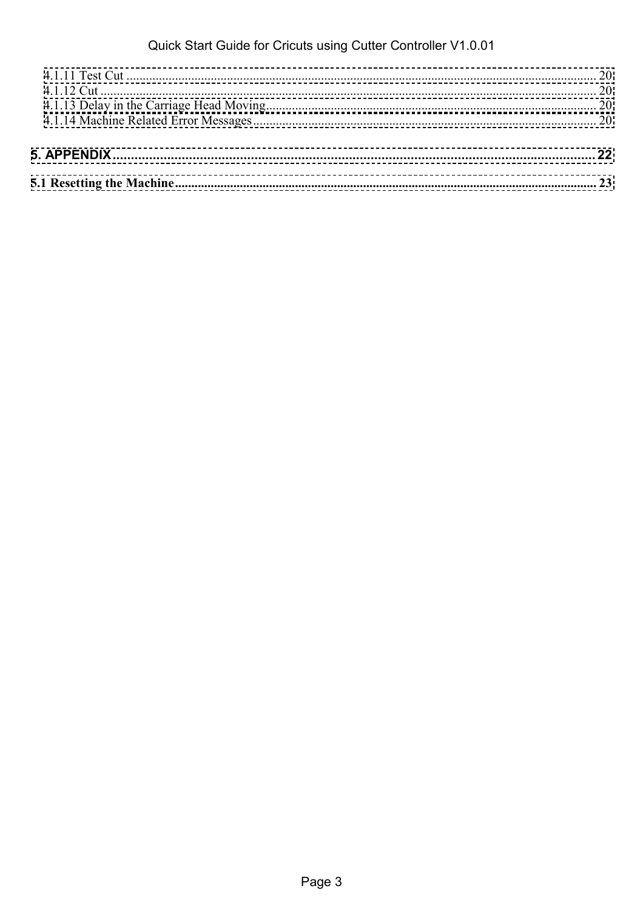4.1.11 Test Cut ........................................................................................................................................ 20
4.1.12 Cut ................................................................................................................................................ 20
4.1.13 Delay in the Carriage Head Moving.................................................................................................. 20
4.1.14 Machine Related Error Messages...................................................................................................... 20

**5. APPENDIX** ................................................................................................................................ **22**

**5.1 Resetting the Machine** ........................................................................................................... **23**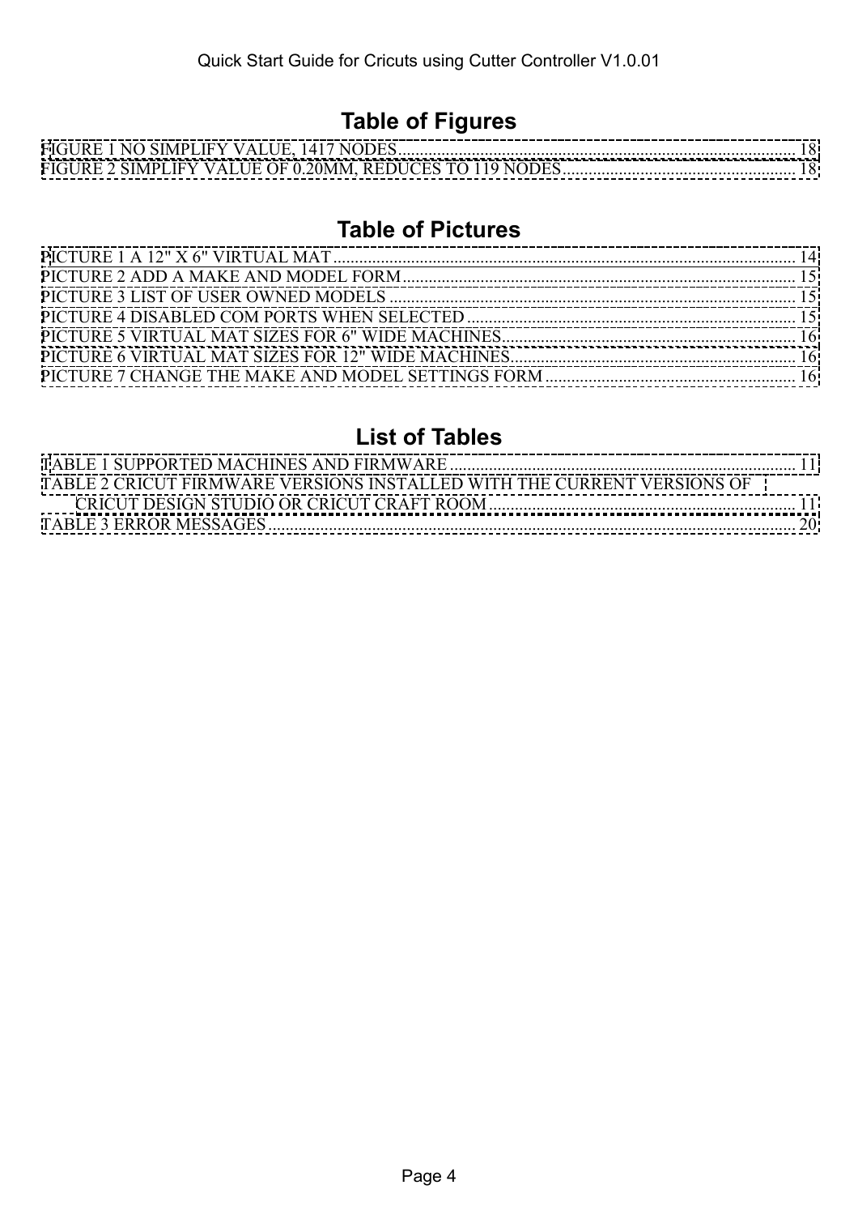## Table of Figures

FIGURE 1 NO SIMPLIFY VALUE, 1417 NODES ........................................................................................ 18
FIGURE 2 SIMPLIFY VALUE OF 0.20MM, REDUCES TO 119 NODES ................................................... 18

## Table of Pictures

PICTURE 1 A 12" X 6" VIRTUAL MAT ........................................................................................................ 14
PICTURE 2 ADD A MAKE AND MODEL FORM .......................................................................................... 15
PICTURE 3 LIST OF USER OWNED MODELS ............................................................................................ 15
PICTURE 4 DISABLED COM PORTS WHEN SELECTED ........................................................................... 15
PICTURE 5 VIRTUAL MAT SIZES FOR 6" WIDE MACHINES ................................................................... 16
PICTURE 6 VIRTUAL MAT SIZES FOR 12" WIDE MACHINES ................................................................. 16
PICTURE 7 CHANGE THE MAKE AND MODEL SETTINGS FORM ......................................................... 16

## List of Tables

TABLE 1 SUPPORTED MACHINES AND FIRMWARE ................................................................................ 11
TABLE 2 CRICUT FIRMWARE VERSIONS INSTALLED WITH THE CURRENT VERSIONS OF CRICUT DESIGN STUDIO OR CRICUT CRAFT ROOM ...................................................................... 11
TABLE 3 ERROR MESSAGES ......................................................................................................................... 20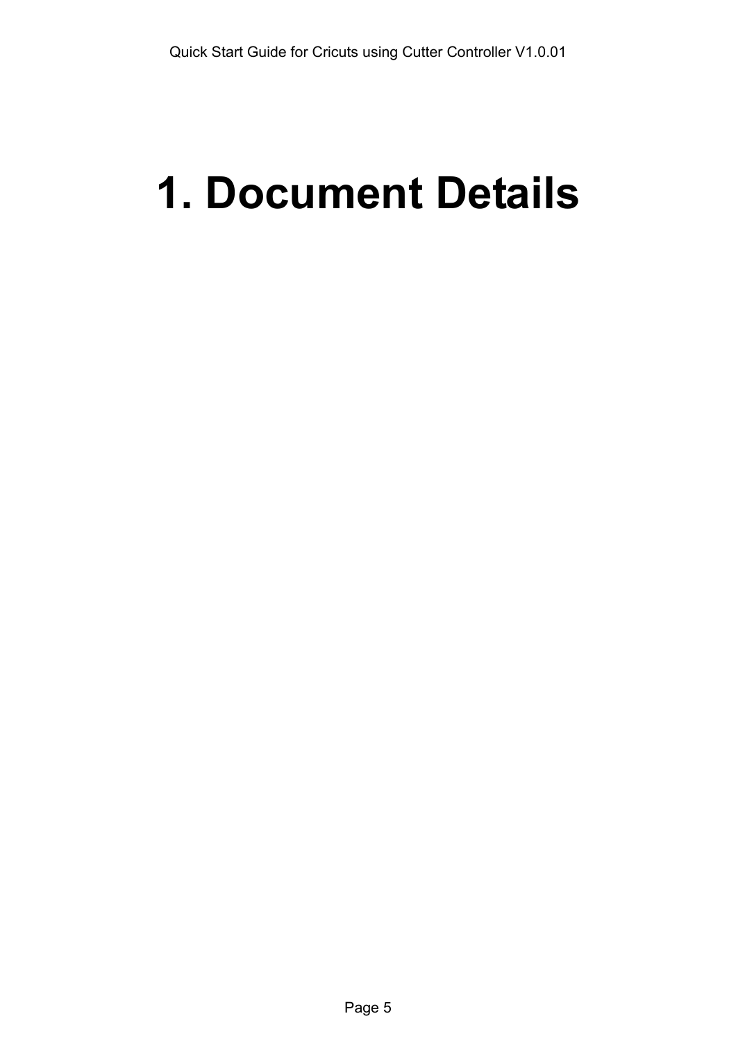# 1. Document Details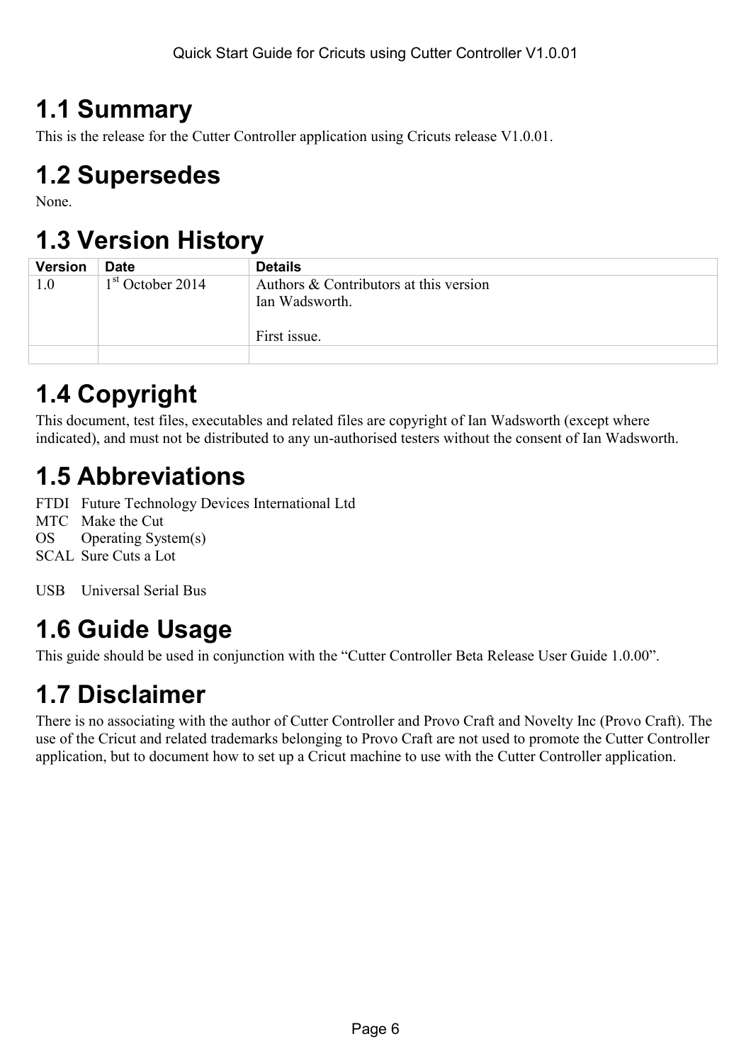## 1.1 Summary

This is the release for the Cutter Controller application using Cricuts release V1.0.01.

## 1.2 Supersedes

None.

## 1.3 Version History

| Version | Date | Details |
|---|---|---|
| 1.0 | 1st October 2014 | Authors & Contributors at this version<br>Ian Wadsworth.<br><br>First issue. |
| | | |

## 1.4 Copyright

This document, test files, executables and related files are copyright of Ian Wadsworth (except where indicated), and must not be distributed to any un-authorised testers without the consent of Ian Wadsworth.

## 1.5 Abbreviations

FTDI Future Technology Devices International Ltd
MTC Make the Cut
OS Operating System(s)
SCAL Sure Cuts a Lot

USB Universal Serial Bus

## 1.6 Guide Usage

This guide should be used in conjunction with the "Cutter Controller Beta Release User Guide 1.0.00".

## 1.7 Disclaimer

There is no associating with the author of Cutter Controller and Provo Craft and Novelty Inc (Provo Craft). The use of the Cricut and related trademarks belonging to Provo Craft are not used to promote the Cutter Controller application, but to document how to set up a Cricut machine to use with the Cutter Controller application.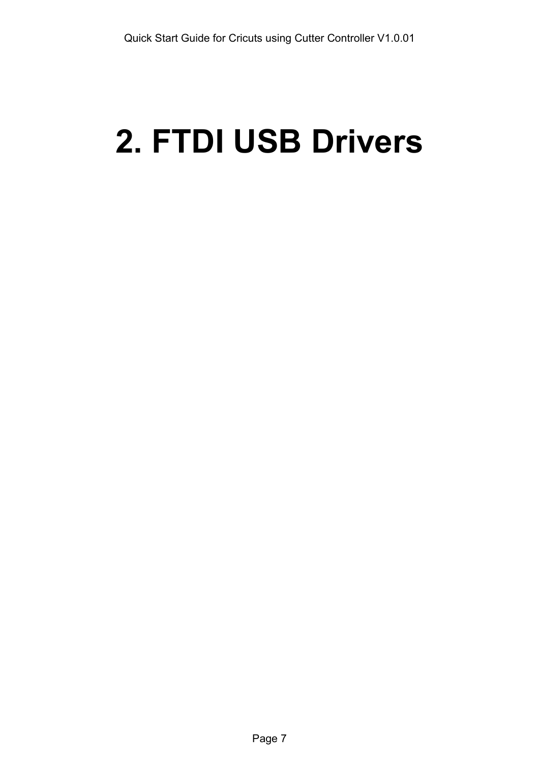# 2. FTDI USB Drivers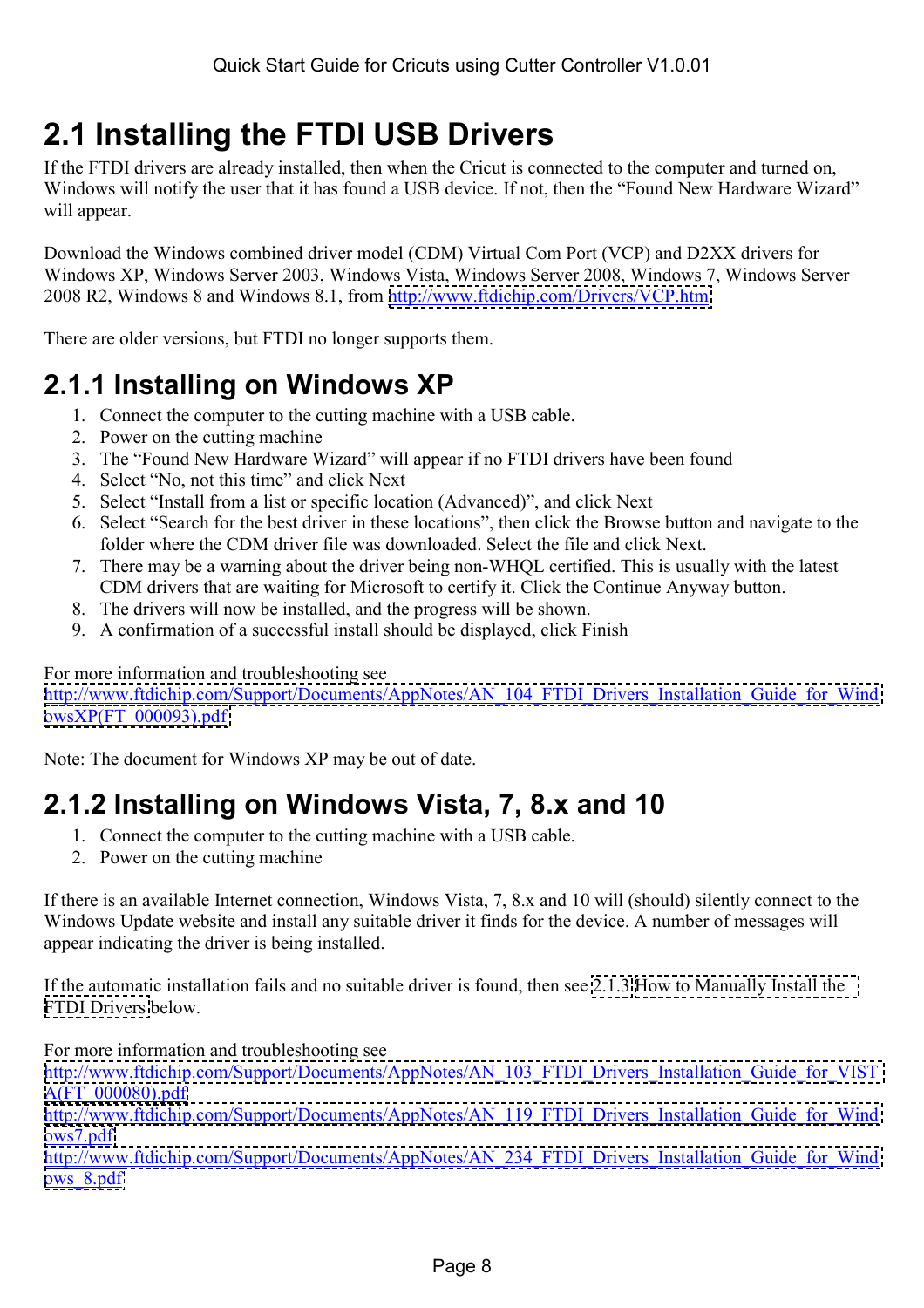## 2.1 Installing the FTDI USB Drivers

If the FTDI drivers are already installed, then when the Cricut is connected to the computer and turned on, Windows will notify the user that it has found a USB device. If not, then the “Found New Hardware Wizard” will appear.

Download the Windows combined driver model (CDM) Virtual Com Port (VCP) and D2XX drivers for Windows XP, Windows Server 2003, Windows Vista, Windows Server 2008, Windows 7, Windows Server 2008 R2, Windows 8 and Windows 8.1, from http://www.ftdichip.com/Drivers/VCP.htm

There are older versions, but FTDI no longer supports them.

### 2.1.1 Installing on Windows XP

1. Connect the computer to the cutting machine with a USB cable.
2. Power on the cutting machine
3. The “Found New Hardware Wizard” will appear if no FTDI drivers have been found
4. Select “No, not this time” and click Next
5. Select “Install from a list or specific location (Advanced)”, and click Next
6. Select “Search for the best driver in these locations”, then click the Browse button and navigate to the folder where the CDM driver file was downloaded. Select the file and click Next.
7. There may be a warning about the driver being non-WHQL certified. This is usually with the latest CDM drivers that are waiting for Microsoft to certify it. Click the Continue Anyway button.
8. The drivers will now be installed, and the progress will be shown.
9. A confirmation of a successful install should be displayed, click Finish

For more information and troubleshooting see
http://www.ftdichip.com/Support/Documents/AppNotes/AN_104_FTDI_Drivers_Installation_Guide_for_WindowsXP(FT_000093).pdf

Note: The document for Windows XP may be out of date.

### 2.1.2 Installing on Windows Vista, 7, 8.x and 10

1. Connect the computer to the cutting machine with a USB cable.
2. Power on the cutting machine

If there is an available Internet connection, Windows Vista, 7, 8.x and 10 will (should) silently connect to the Windows Update website and install any suitable driver it finds for the device. A number of messages will appear indicating the driver is being installed.

If the automatic installation fails and no suitable driver is found, then see 2.1.3 How to Manually Install the FTDI Drivers below.

For more information and troubleshooting see
http://www.ftdichip.com/Support/Documents/AppNotes/AN_103_FTDI_Drivers_Installation_Guide_for_VISTA(FT_000080).pdf
http://www.ftdichip.com/Support/Documents/AppNotes/AN_119_FTDI_Drivers_Installation_Guide_for_Windows7.pdf
http://www.ftdichip.com/Support/Documents/AppNotes/AN_234_FTDI_Drivers_Installation_Guide_for_Windows_8.pdf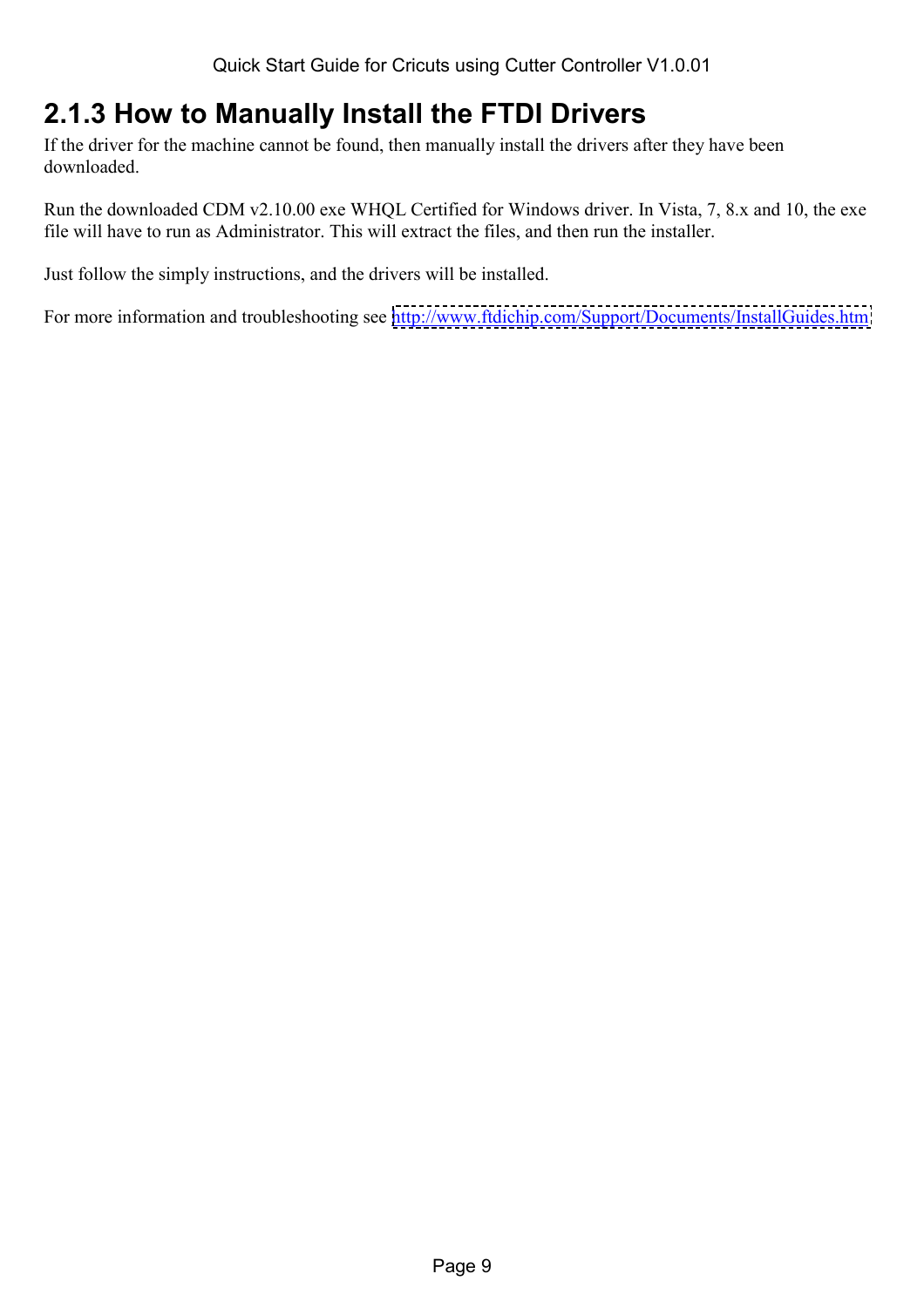## 2.1.3 How to Manually Install the FTDI Drivers

If the driver for the machine cannot be found, then manually install the drivers after they have been downloaded.

Run the downloaded CDM v2.10.00 exe WHQL Certified for Windows driver. In Vista, 7, 8.x and 10, the exe file will have to run as Administrator. This will extract the files, and then run the installer.

Just follow the simply instructions, and the drivers will be installed.

For more information and troubleshooting see http://www.ftdichip.com/Support/Documents/InstallGuides.htm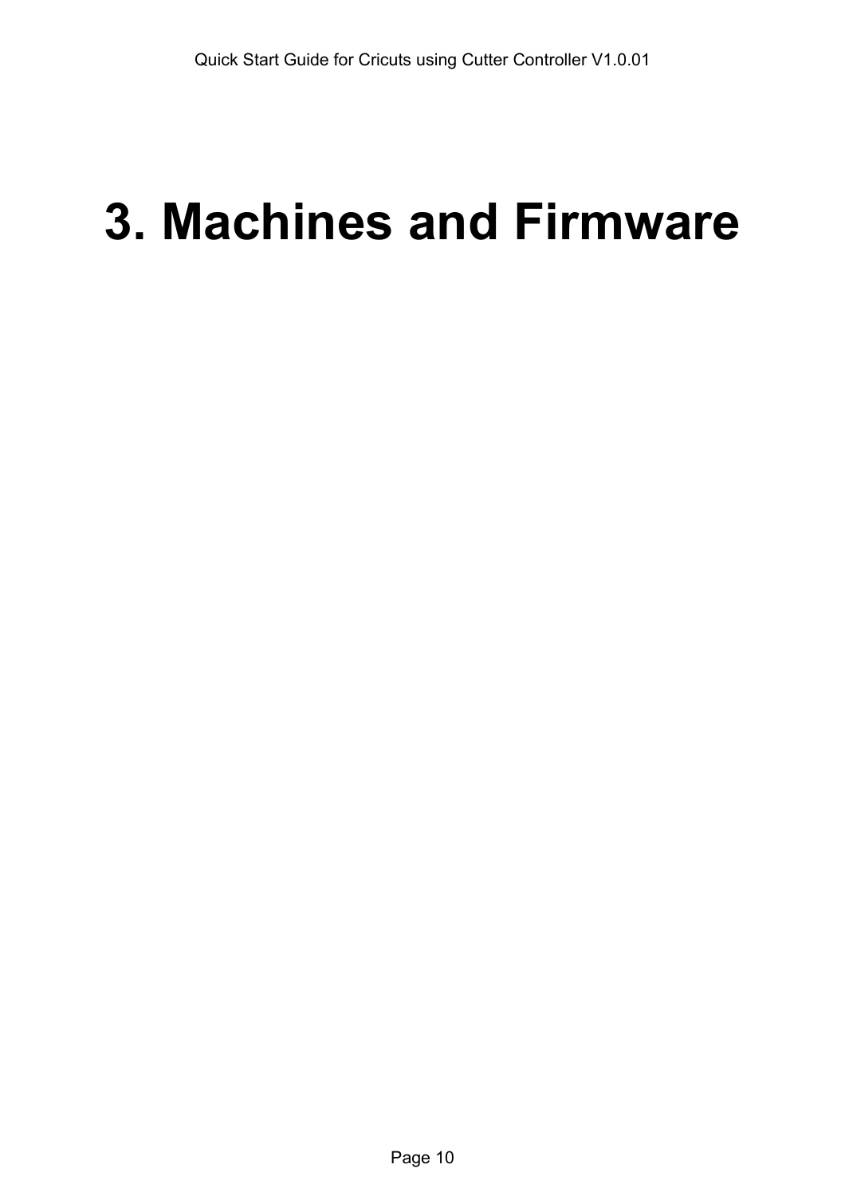# 3. Machines and Firmware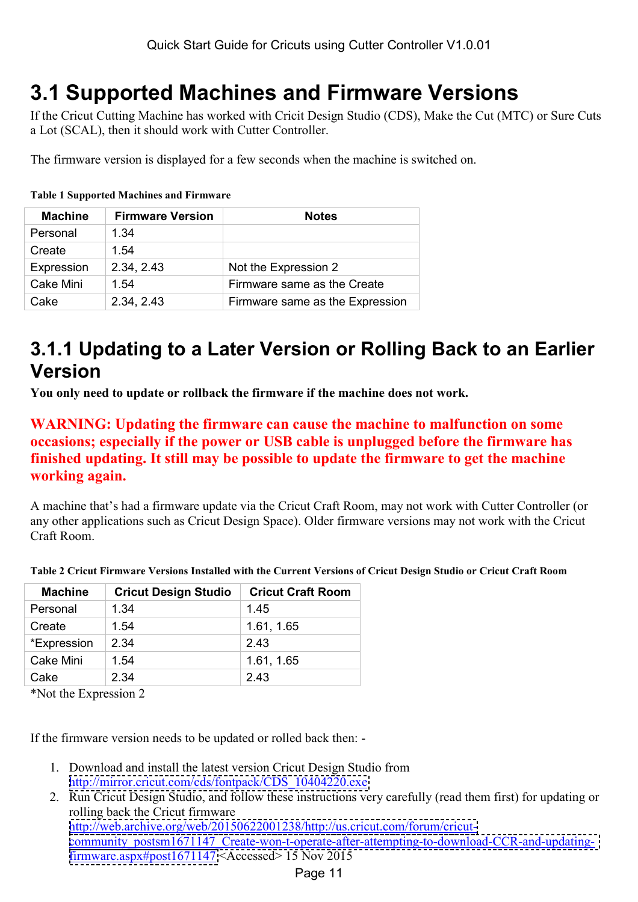# 3.1 Supported Machines and Firmware Versions

If the Cricut Cutting Machine has worked with Cricit Design Studio (CDS), Make the Cut (MTC) or Sure Cuts a Lot (SCAL), then it should work with Cutter Controller.

The firmware version is displayed for a few seconds when the machine is switched on.

**Table 1 Supported Machines and Firmware**

| Machine | Firmware Version | Notes |
|---|---|---|
| Personal | 1.34 | |
| Create | 1.54 | |
| Expression | 2.34, 2.43 | Not the Expression 2 |
| Cake Mini | 1.54 | Firmware same as the Create |
| Cake | 2.34, 2.43 | Firmware same as the Expression |

## 3.1.1 Updating to a Later Version or Rolling Back to an Earlier Version

**You only need to update or rollback the firmware if the machine does not work.**

**WARNING: Updating the firmware can cause the machine to malfunction on some occasions; especially if the power or USB cable is unplugged before the firmware has finished updating. It still may be possible to update the firmware to get the machine working again.**

A machine that's had a firmware update via the Cricut Craft Room, may not work with Cutter Controller (or any other applications such as Cricut Design Space). Older firmware versions may not work with the Cricut Craft Room.

**Table 2 Cricut Firmware Versions Installed with the Current Versions of Cricut Design Studio or Cricut Craft Room**

| Machine | Cricut Design Studio | Cricut Craft Room |
|---|---|---|
| Personal | 1.34 | 1.45 |
| Create | 1.54 | 1.61, 1.65 |
| *Expression | 2.34 | 2.43 |
| Cake Mini | 1.54 | 1.61, 1.65 |
| Cake | 2.34 | 2.43 |

*Not the Expression 2

If the firmware version needs to be updated or rolled back then: -

1. Download and install the latest version Cricut Design Studio from http://mirror.cricut.com/cds/fontpack/CDS_10404220.exe
2. Run Cricut Design Studio, and follow these instructions very carefully (read them first) for updating or rolling back the Cricut firmware http://web.archive.org/web/20150622001238/http://us.cricut.com/forum/cricut-community_postsm1671147_Create-won-t-operate-after-attempting-to-download-CCR-and-updating-firmware.aspx#post1671147 <Accessed> 15 Nov 2015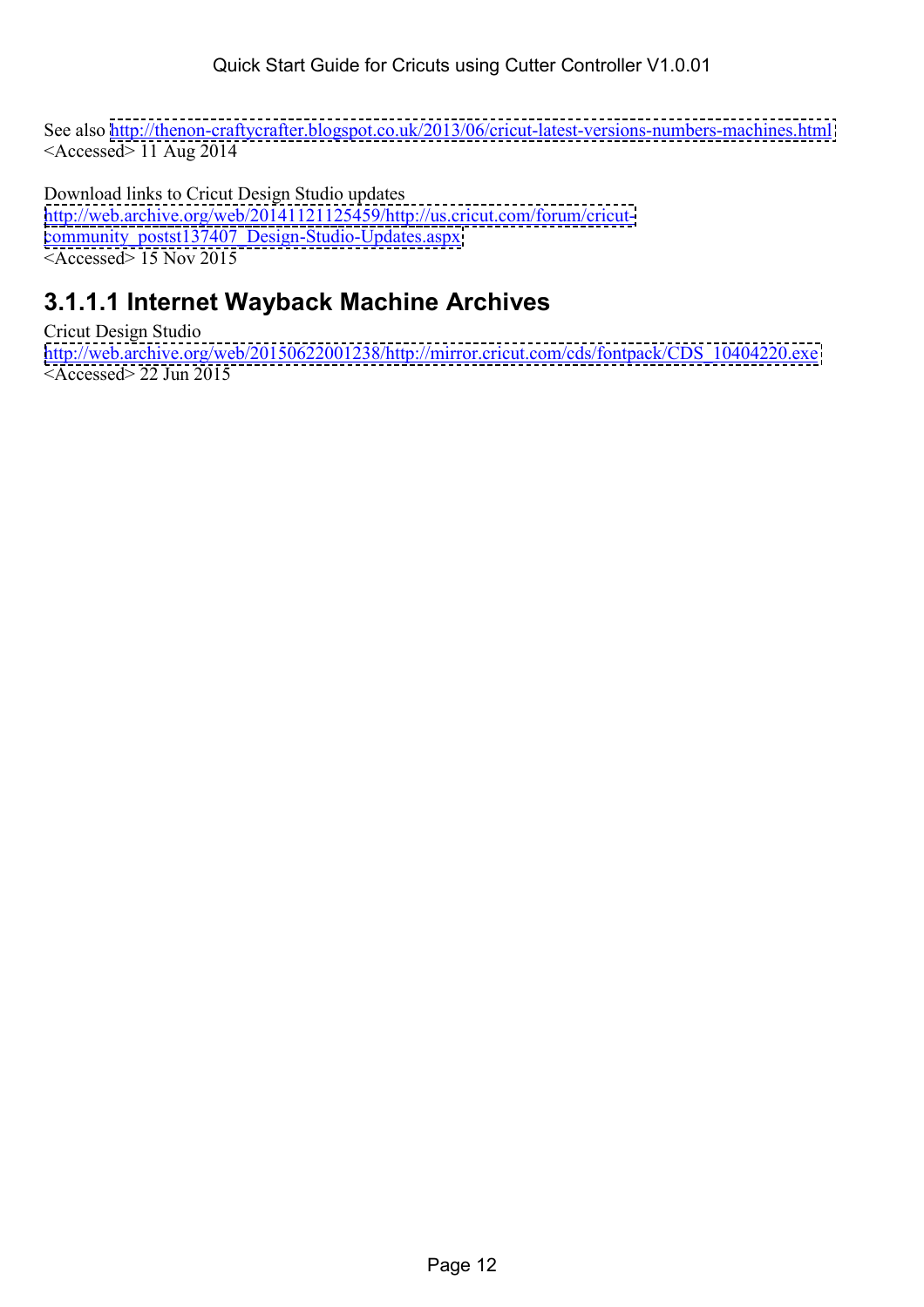See also http://thenon-craftycrafter.blogspot.co.uk/2013/06/cricut-latest-versions-numbers-machines.html <Accessed> 11 Aug 2014

Download links to Cricut Design Studio updates
http://web.archive.org/web/20141121125459/http://us.cricut.com/forum/cricut-community_postst137407_Design-Studio-Updates.aspx
<Accessed> 15 Nov 2015

#### 3.1.1.1 Internet Wayback Machine Archives

Cricut Design Studio
http://web.archive.org/web/20150622001238/http://mirror.cricut.com/cds/fontpack/CDS_10404220.exe
<Accessed> 22 Jun 2015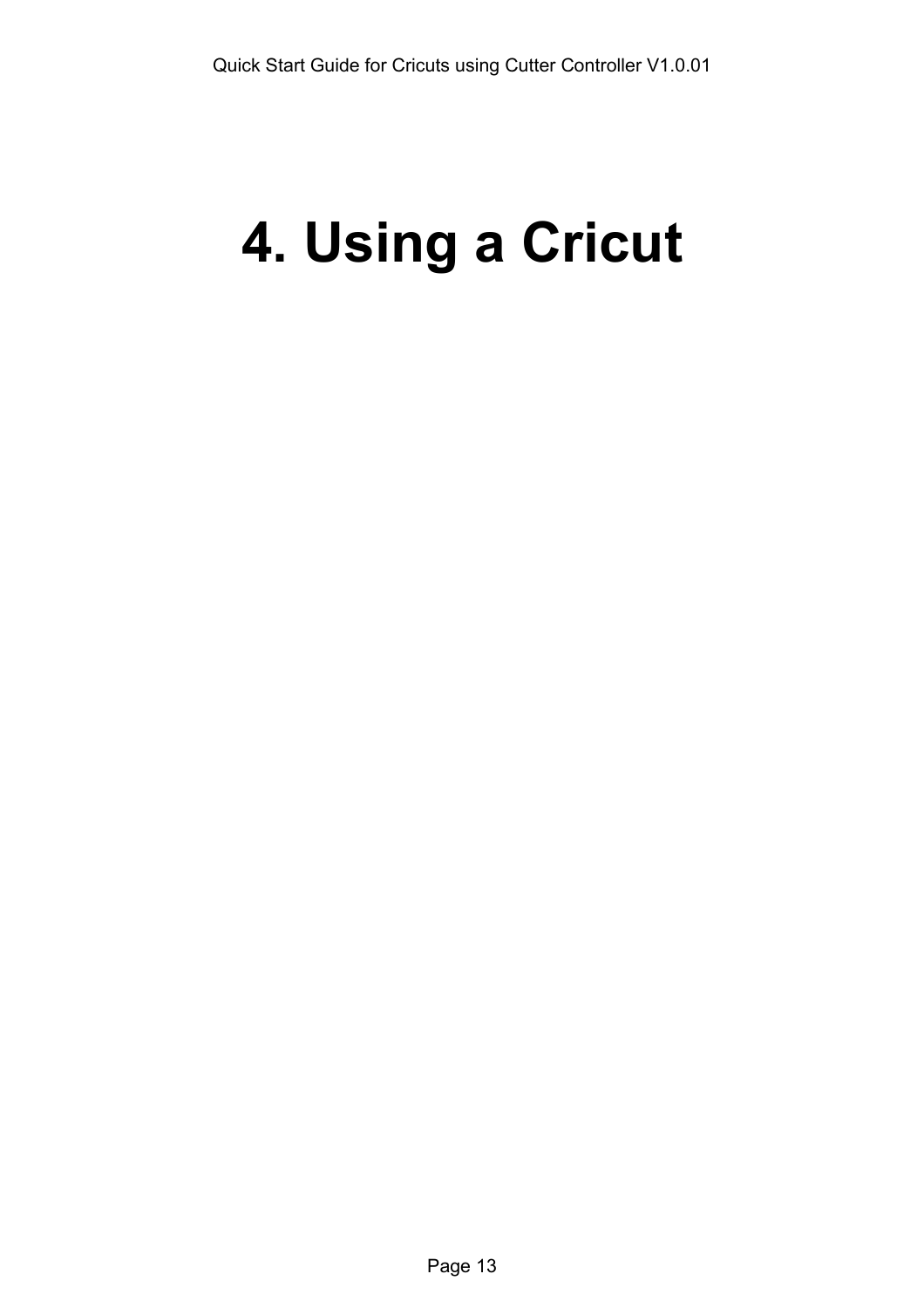# 4. Using a Cricut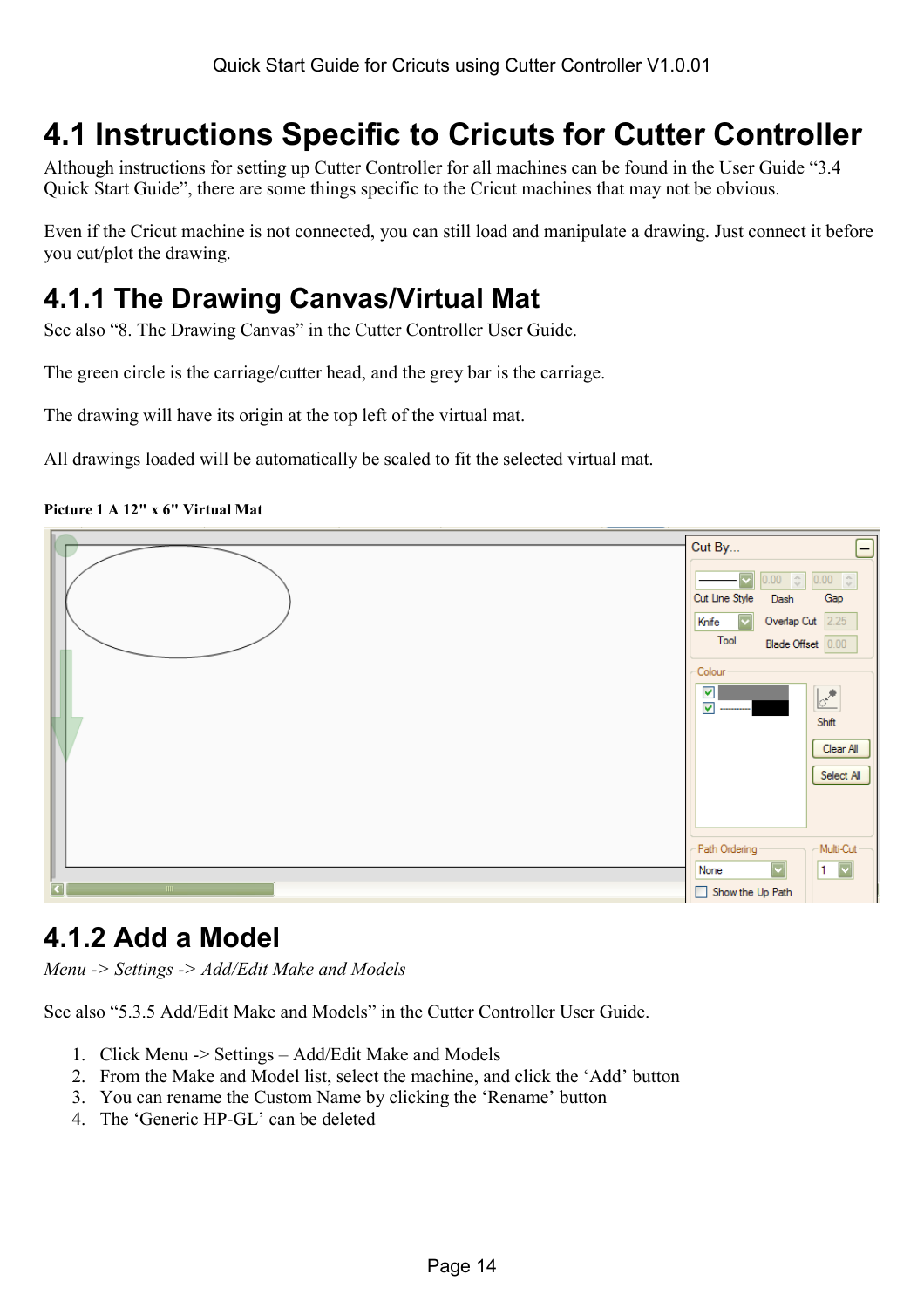# 4.1 Instructions Specific to Cricuts for Cutter Controller

Although instructions for setting up Cutter Controller for all machines can be found in the User Guide "3.4 Quick Start Guide", there are some things specific to the Cricut machines that may not be obvious.

Even if the Cricut machine is not connected, you can still load and manipulate a drawing. Just connect it before you cut/plot the drawing.

## 4.1.1 The Drawing Canvas/Virtual Mat

See also "8. The Drawing Canvas" in the Cutter Controller User Guide.

The green circle is the carriage/cutter head, and the grey bar is the carriage.

The drawing will have its origin at the top left of the virtual mat.

All drawings loaded will be automatically be scaled to fit the selected virtual mat.

**Picture 1 A 12" x 6" Virtual Mat**

## 4.1.2 Add a Model

*Menu -> Settings -> Add/Edit Make and Models*

See also "5.3.5 Add/Edit Make and Models" in the Cutter Controller User Guide.

1. Click Menu -> Settings – Add/Edit Make and Models
2. From the Make and Model list, select the machine, and click the 'Add' button
3. You can rename the Custom Name by clicking the 'Rename' button
4. The 'Generic HP-GL' can be deleted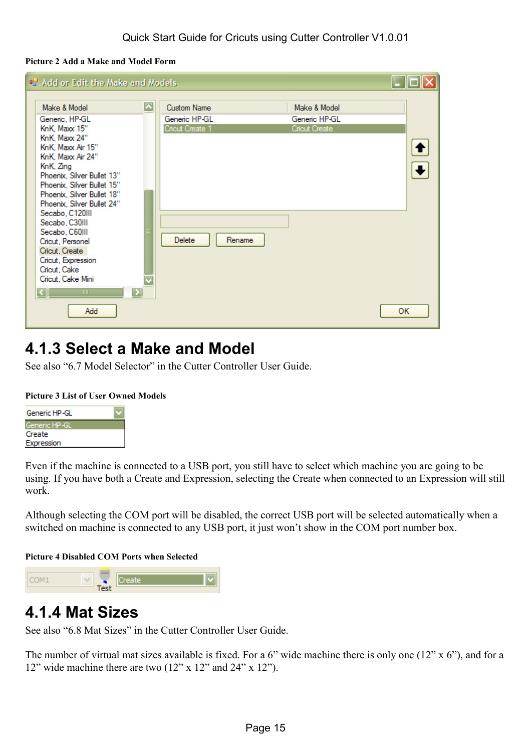**Picture 2 Add a Make and Model Form**

## 4.1.3 Select a Make and Model

See also “6.7 Model Selector” in the Cutter Controller User Guide.

**Picture 3 List of User Owned Models**

Even if the machine is connected to a USB port, you still have to select which machine you are going to be using. If you have both a Create and Expression, selecting the Create when connected to an Expression will still work.

Although selecting the COM port will be disabled, the correct USB port will be selected automatically when a switched on machine is connected to any USB port, it just won’t show in the COM port number box.

**Picture 4 Disabled COM Ports when Selected**

## 4.1.4 Mat Sizes

See also “6.8 Mat Sizes” in the Cutter Controller User Guide.

The number of virtual mat sizes available is fixed. For a 6” wide machine there is only one (12” x 6”), and for a 12” wide machine there are two (12” x 12” and 24” x 12”).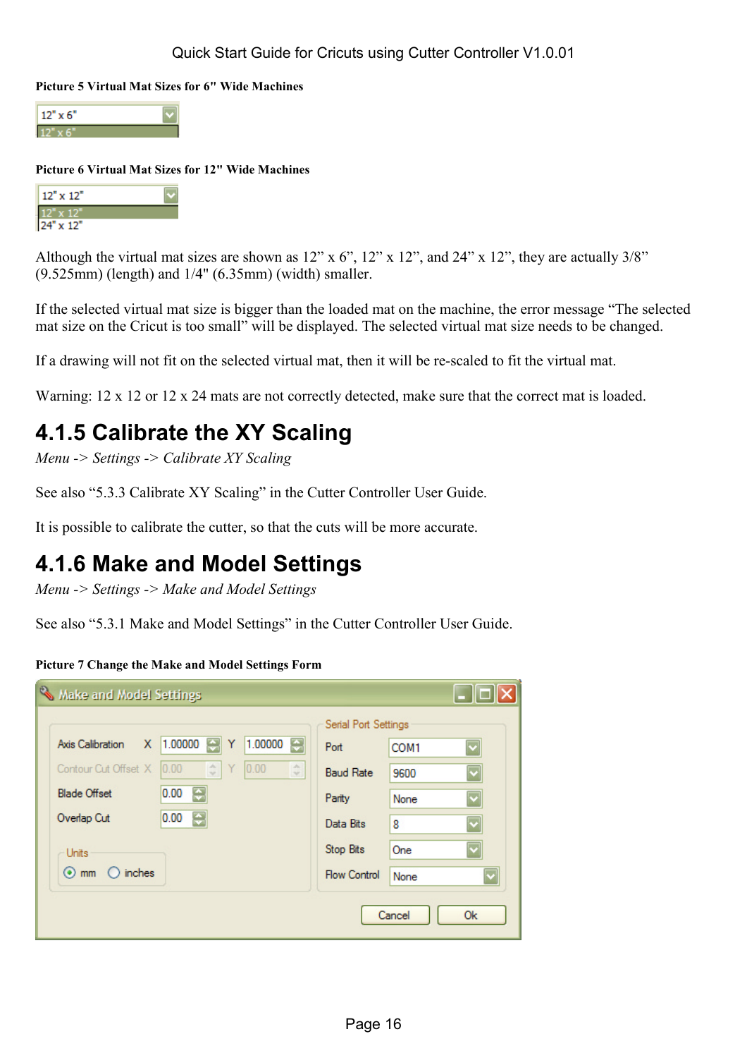**Picture 5 Virtual Mat Sizes for 6" Wide Machines**

**Picture 6 Virtual Mat Sizes for 12" Wide Machines**

Although the virtual mat sizes are shown as 12” x 6”, 12” x 12”, and 24” x 12”, they are actually 3/8” (9.525mm) (length) and 1/4" (6.35mm) (width) smaller.

If the selected virtual mat size is bigger than the loaded mat on the machine, the error message “The selected mat size on the Cricut is too small” will be displayed. The selected virtual mat size needs to be changed.

If a drawing will not fit on the selected virtual mat, then it will be re-scaled to fit the virtual mat.

Warning: 12 x 12 or 12 x 24 mats are not correctly detected, make sure that the correct mat is loaded.

### 4.1.5 Calibrate the XY Scaling

*Menu -> Settings -> Calibrate XY Scaling*

See also “5.3.3 Calibrate XY Scaling” in the Cutter Controller User Guide.

It is possible to calibrate the cutter, so that the cuts will be more accurate.

### 4.1.6 Make and Model Settings

*Menu -> Settings -> Make and Model Settings*

See also “5.3.1 Make and Model Settings” in the Cutter Controller User Guide.

**Picture 7 Change the Make and Model Settings Form**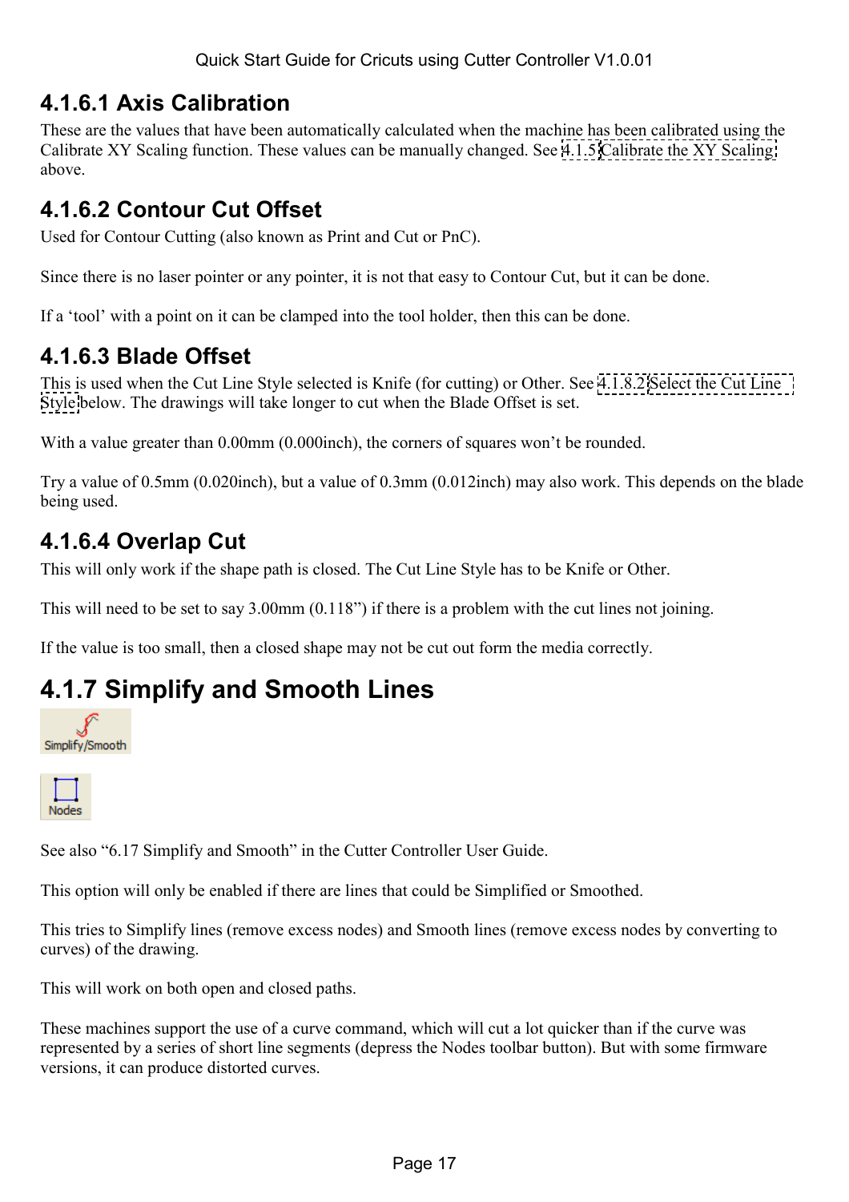## 4.1.6.1 Axis Calibration

These are the values that have been automatically calculated when the machine has been calibrated using the Calibrate XY Scaling function. These values can be manually changed. See 4.1.5 Calibrate the XY Scaling above.

## 4.1.6.2 Contour Cut Offset

Used for Contour Cutting (also known as Print and Cut or PnC).

Since there is no laser pointer or any pointer, it is not that easy to Contour Cut, but it can be done.

If a 'tool' with a point on it can be clamped into the tool holder, then this can be done.

## 4.1.6.3 Blade Offset

This is used when the Cut Line Style selected is Knife (for cutting) or Other. See 4.1.8.2 Select the Cut Line Style below. The drawings will take longer to cut when the Blade Offset is set.

With a value greater than 0.00mm (0.000inch), the corners of squares won't be rounded.

Try a value of 0.5mm (0.020inch), but a value of 0.3mm (0.012inch) may also work. This depends on the blade being used.

## 4.1.6.4 Overlap Cut

This will only work if the shape path is closed. The Cut Line Style has to be Knife or Other.

This will need to be set to say 3.00mm (0.118") if there is a problem with the cut lines not joining.

If the value is too small, then a closed shape may not be cut out form the media correctly.

# 4.1.7 Simplify and Smooth Lines

Simplify/Smooth

Nodes

See also "6.17 Simplify and Smooth" in the Cutter Controller User Guide.

This option will only be enabled if there are lines that could be Simplified or Smoothed.

This tries to Simplify lines (remove excess nodes) and Smooth lines (remove excess nodes by converting to curves) of the drawing.

This will work on both open and closed paths.

These machines support the use of a curve command, which will cut a lot quicker than if the curve was represented by a series of short line segments (depress the Nodes toolbar button). But with some firmware versions, it can produce distorted curves.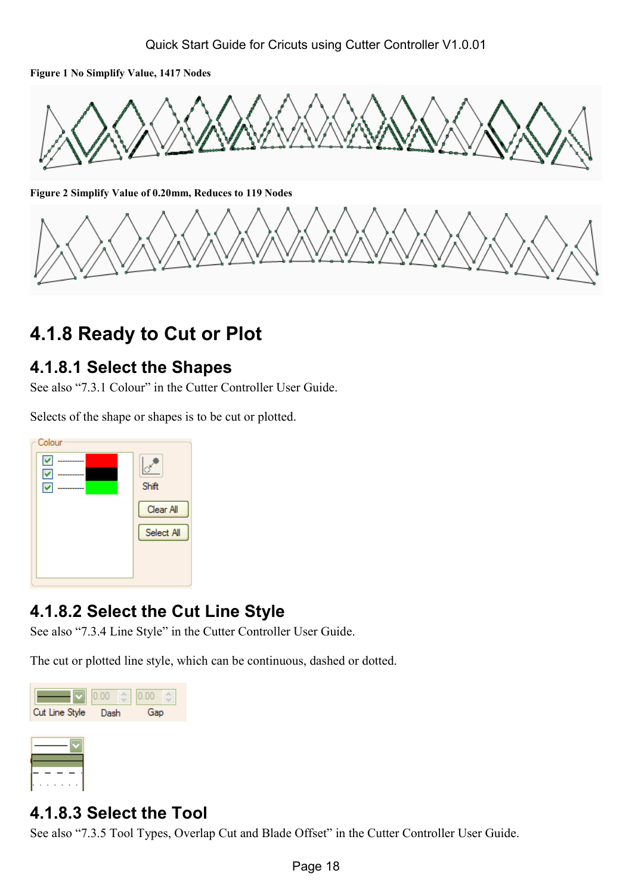**Figure 1 No Simplify Value, 1417 Nodes**

**Figure 2 Simplify Value of 0.20mm, Reduces to 119 Nodes**

## 4.1.8 Ready to Cut or Plot

### 4.1.8.1 Select the Shapes

See also "7.3.1 Colour" in the Cutter Controller User Guide.

Selects of the shape or shapes is to be cut or plotted.

### 4.1.8.2 Select the Cut Line Style

See also "7.3.4 Line Style" in the Cutter Controller User Guide.

The cut or plotted line style, which can be continuous, dashed or dotted.

### 4.1.8.3 Select the Tool

See also "7.3.5 Tool Types, Overlap Cut and Blade Offset" in the Cutter Controller User Guide.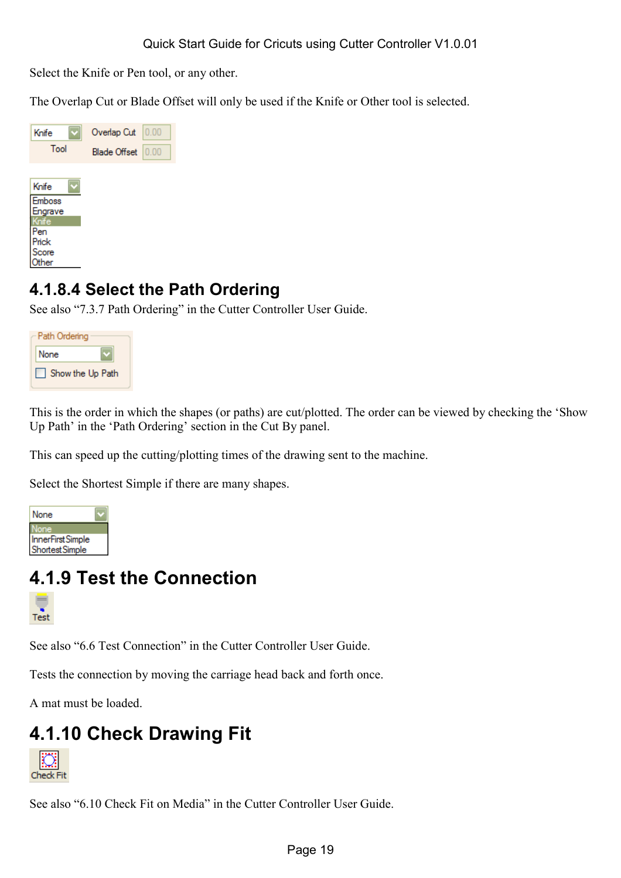Select the Knife or Pen tool, or any other.

The Overlap Cut or Blade Offset will only be used if the Knife or Other tool is selected.

#### 4.1.8.4 Select the Path Ordering

See also "7.3.7 Path Ordering" in the Cutter Controller User Guide.

This is the order in which the shapes (or paths) are cut/plotted. The order can be viewed by checking the 'Show Up Path' in the 'Path Ordering' section in the Cut By panel.

This can speed up the cutting/plotting times of the drawing sent to the machine.

Select the Shortest Simple if there are many shapes.

### 4.1.9 Test the Connection

See also "6.6 Test Connection" in the Cutter Controller User Guide.

Tests the connection by moving the carriage head back and forth once.

A mat must be loaded.

### 4.1.10 Check Drawing Fit

See also "6.10 Check Fit on Media" in the Cutter Controller User Guide.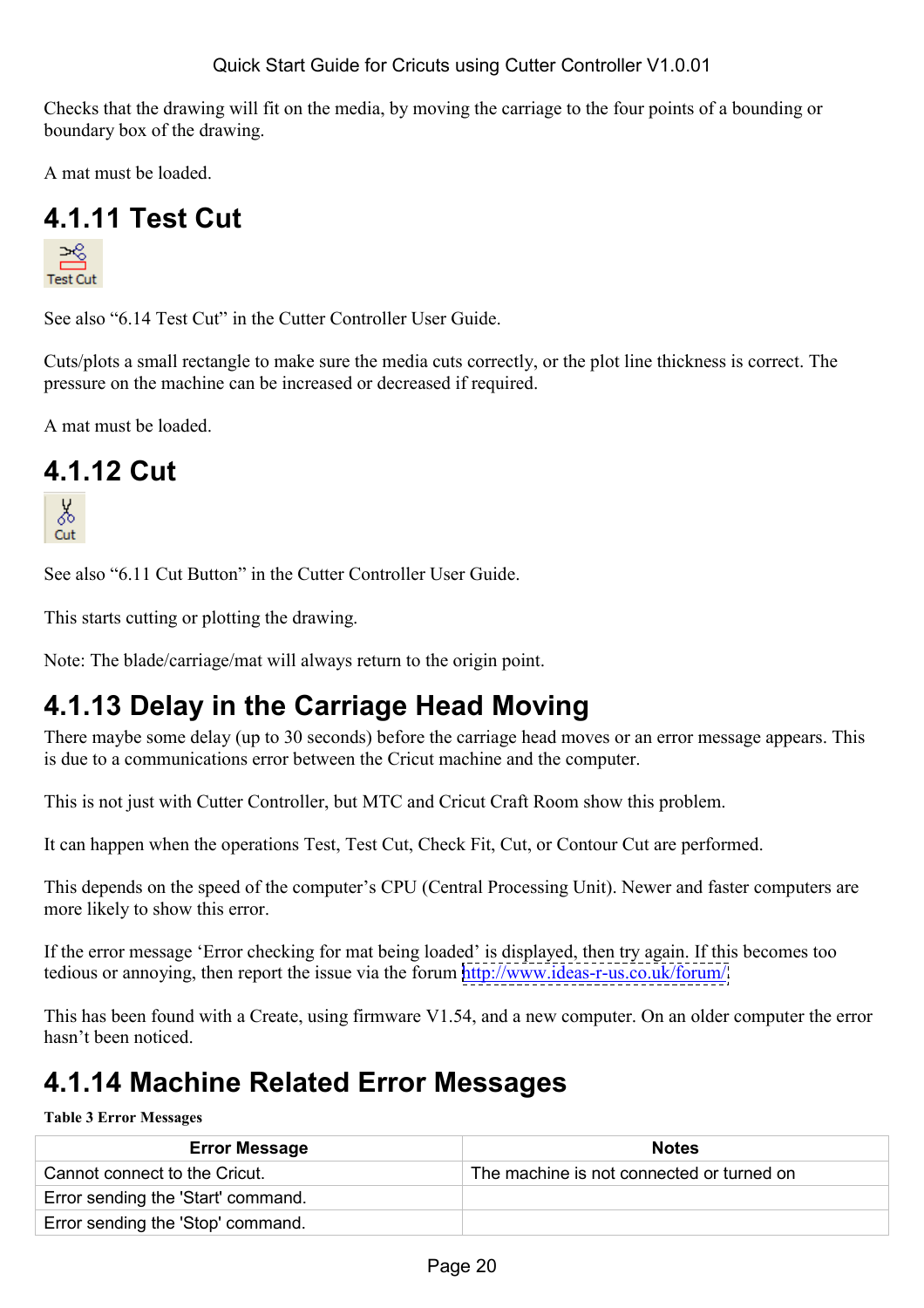Checks that the drawing will fit on the media, by moving the carriage to the four points of a bounding or boundary box of the drawing.

A mat must be loaded.

### 4.1.11 Test Cut

Test Cut

See also "6.14 Test Cut" in the Cutter Controller User Guide.

Cuts/plots a small rectangle to make sure the media cuts correctly, or the plot line thickness is correct. The pressure on the machine can be increased or decreased if required.

A mat must be loaded.

### 4.1.12 Cut

Cut

See also "6.11 Cut Button" in the Cutter Controller User Guide.

This starts cutting or plotting the drawing.

Note: The blade/carriage/mat will always return to the origin point.

### 4.1.13 Delay in the Carriage Head Moving

There maybe some delay (up to 30 seconds) before the carriage head moves or an error message appears. This is due to a communications error between the Cricut machine and the computer.

This is not just with Cutter Controller, but MTC and Cricut Craft Room show this problem.

It can happen when the operations Test, Test Cut, Check Fit, Cut, or Contour Cut are performed.

This depends on the speed of the computer's CPU (Central Processing Unit). Newer and faster computers are more likely to show this error.

If the error message 'Error checking for mat being loaded' is displayed, then try again. If this becomes too tedious or annoying, then report the issue via the forum http://www.ideas-r-us.co.uk/forum/

This has been found with a Create, using firmware V1.54, and a new computer. On an older computer the error hasn't been noticed.

### 4.1.14 Machine Related Error Messages

**Table 3 Error Messages**

| Error Message | Notes |
|---|---|
| Cannot connect to the Cricut. | The machine is not connected or turned on |
| Error sending the 'Start' command. | |
| Error sending the 'Stop' command. | |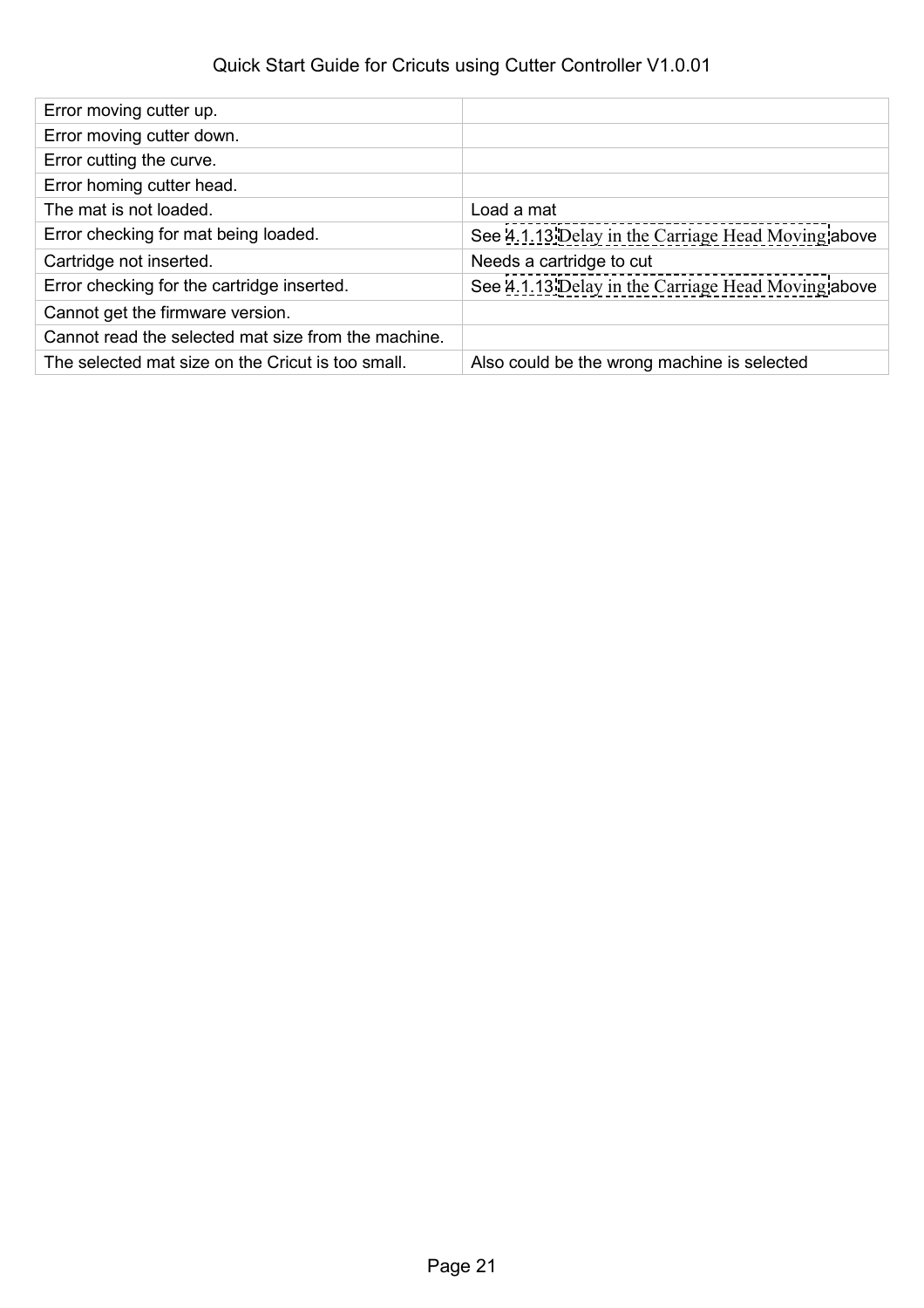| | |
|---|---|
| Error moving cutter up. | |
| Error moving cutter down. | |
| Error cutting the curve. | |
| Error homing cutter head. | |
| The mat is not loaded. | Load a mat |
| Error checking for mat being loaded. | See 4.1.13 Delay in the Carriage Head Moving above |
| Cartridge not inserted. | Needs a cartridge to cut |
| Error checking for the cartridge inserted. | See 4.1.13 Delay in the Carriage Head Moving above |
| Cannot get the firmware version. | |
| Cannot read the selected mat size from the machine. | |
| The selected mat size on the Cricut is too small. | Also could be the wrong machine is selected |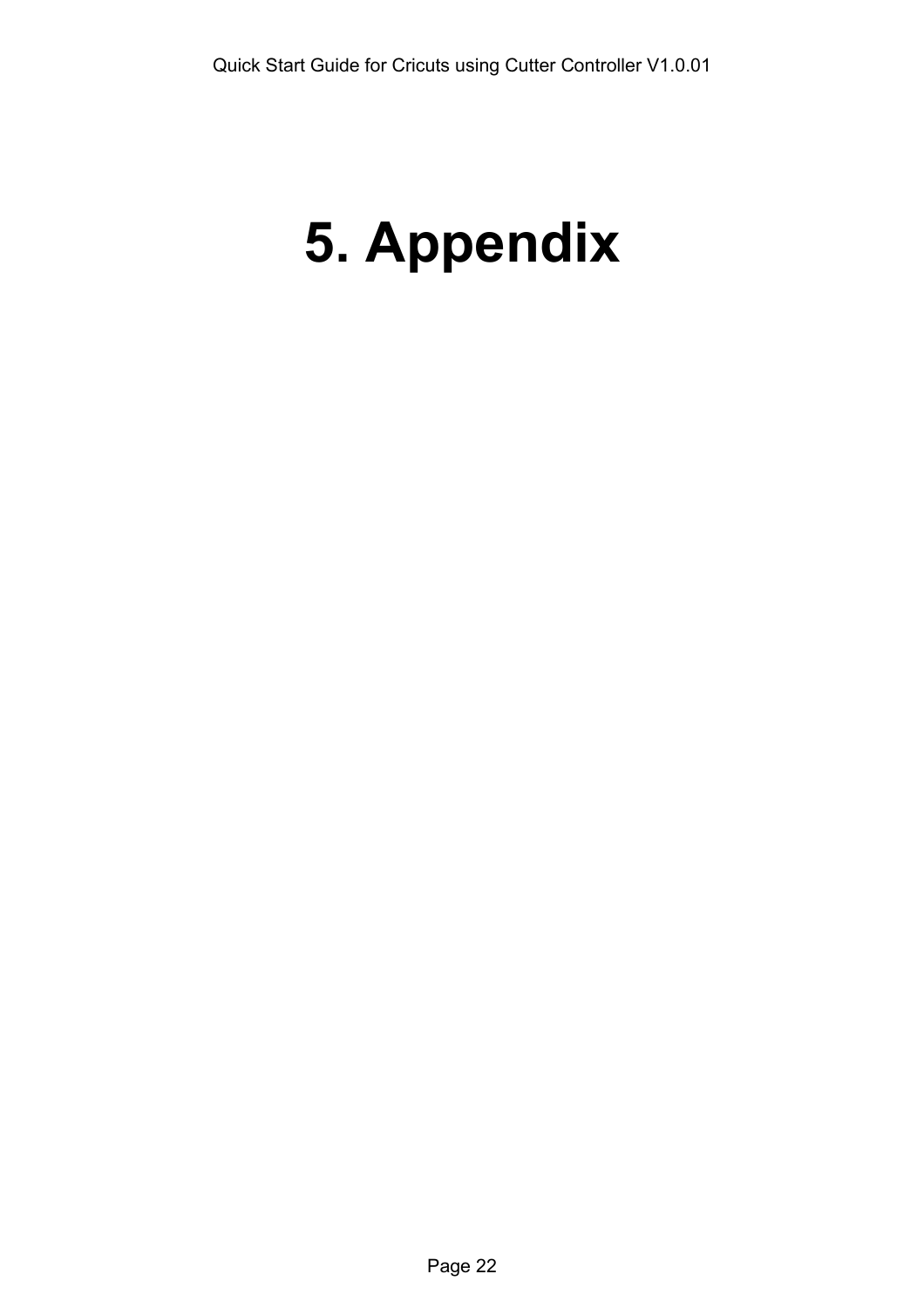# 5. Appendix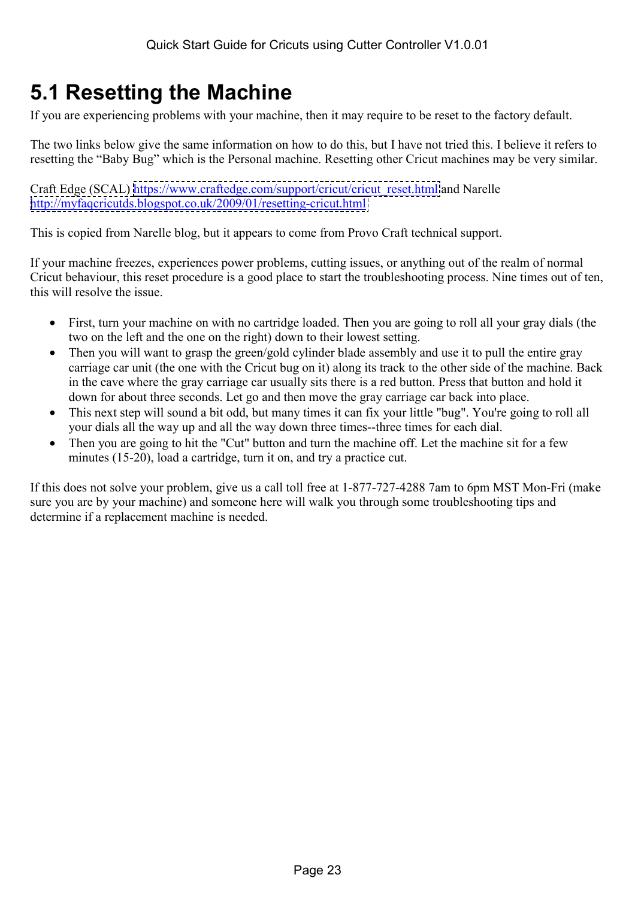# 5.1 Resetting the Machine

If you are experiencing problems with your machine, then it may require to be reset to the factory default.

The two links below give the same information on how to do this, but I have not tried this. I believe it refers to resetting the “Baby Bug” which is the Personal machine. Resetting other Cricut machines may be very similar.

Craft Edge (SCAL) https://www.craftedge.com/support/cricut/cricut_reset.html and Narelle http://myfaqcricutds.blogspot.co.uk/2009/01/resetting-cricut.html

This is copied from Narelle blog, but it appears to come from Provo Craft technical support.

If your machine freezes, experiences power problems, cutting issues, or anything out of the realm of normal Cricut behaviour, this reset procedure is a good place to start the troubleshooting process. Nine times out of ten, this will resolve the issue.

- First, turn your machine on with no cartridge loaded. Then you are going to roll all your gray dials (the two on the left and the one on the right) down to their lowest setting.
- Then you will want to grasp the green/gold cylinder blade assembly and use it to pull the entire gray carriage car unit (the one with the Cricut bug on it) along its track to the other side of the machine. Back in the cave where the gray carriage car usually sits there is a red button. Press that button and hold it down for about three seconds. Let go and then move the gray carriage car back into place.
- This next step will sound a bit odd, but many times it can fix your little "bug". You're going to roll all your dials all the way up and all the way down three times--three times for each dial.
- Then you are going to hit the "Cut" button and turn the machine off. Let the machine sit for a few minutes (15-20), load a cartridge, turn it on, and try a practice cut.

If this does not solve your problem, give us a call toll free at 1-877-727-4288 7am to 6pm MST Mon-Fri (make sure you are by your machine) and someone here will walk you through some troubleshooting tips and determine if a replacement machine is needed.